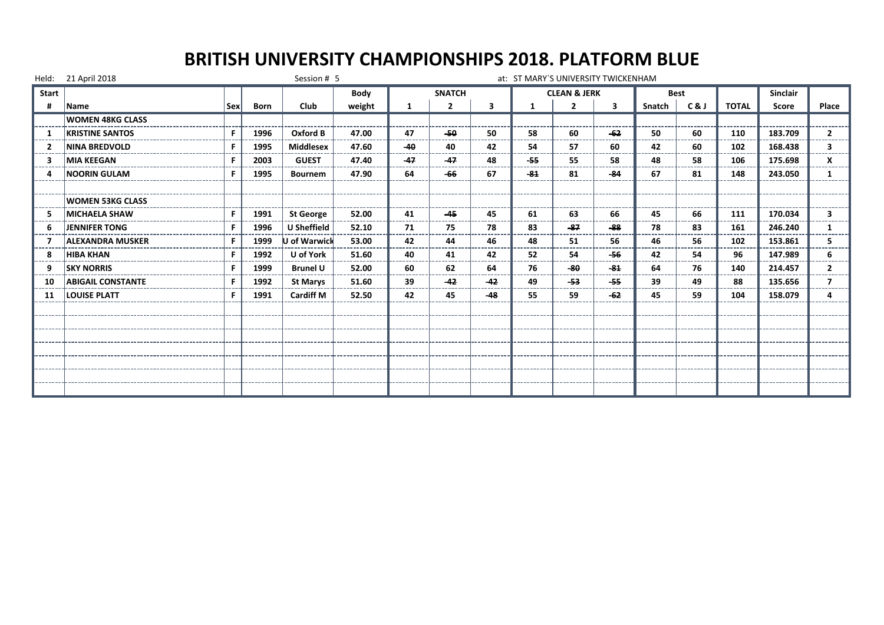# BRITISH UNIVERSITY CHAMPIONSHIPS 2018. PLATFORM BLUE

Held: 21 April 2018 Session # 5 at: ST MARY`S UNIVERSITY TWICKENHAM

| Start # | Name | Sex | Born | Club | Body weight | SNATCH 1 | SNATCH 2 | SNATCH 3 | CLEAN & JERK 1 | CLEAN & JERK 2 | CLEAN & JERK 3 | Best Snatch | Best C & J | TOTAL | Sinclair Score | Place |
|---|---|---|---|---|---|---|---|---|---|---|---|---|---|---|---|---|
| | **WOMEN 48KG CLASS** | | | | | | | | | | | | | | | |
| 1 | KRISTINE SANTOS | F | 1996 | Oxford B | 47.00 | 47 | ~~50~~ | 50 | 58 | 60 | ~~62~~ | 50 | 60 | 110 | 183.709 | 2 |
| 2 | NINA BREDVOLD | F | 1995 | Middlesex | 47.60 | ~~40~~ | 40 | 42 | 54 | 57 | 60 | 42 | 60 | 102 | 168.438 | 3 |
| 3 | MIA KEEGAN | F | 2003 | GUEST | 47.40 | ~~47~~ | ~~47~~ | 48 | ~~55~~ | 55 | 58 | 48 | 58 | 106 | 175.698 | X |
| 4 | NOORIN GULAM | F | 1995 | Bournem | 47.90 | 64 | ~~66~~ | 67 | ~~81~~ | 81 | ~~84~~ | 67 | 81 | 148 | 243.050 | 1 |
| | **WOMEN 53KG CLASS** | | | | | | | | | | | | | | | |
| 5 | MICHAELA SHAW | F | 1991 | St George | 52.00 | 41 | ~~45~~ | 45 | 61 | 63 | 66 | 45 | 66 | 111 | 170.034 | 3 |
| 6 | JENNIFER TONG | F | 1996 | U Sheffield | 52.10 | 71 | 75 | 78 | 83 | ~~87~~ | ~~88~~ | 78 | 83 | 161 | 246.240 | 1 |
| 7 | ALEXANDRA MUSKER | F | 1999 | U of Warwick | 53.00 | 42 | 44 | 46 | 48 | 51 | 56 | 46 | 56 | 102 | 153.861 | 5 |
| 8 | HIBA KHAN | F | 1992 | U of York | 51.60 | 40 | 41 | 42 | 52 | 54 | ~~56~~ | 42 | 54 | 96 | 147.989 | 6 |
| 9 | SKY NORRIS | F | 1999 | Brunel U | 52.00 | 60 | 62 | 64 | 76 | ~~80~~ | ~~81~~ | 64 | 76 | 140 | 214.457 | 2 |
| 10 | ABIGAIL CONSTANTE | F | 1992 | St Marys | 51.60 | 39 | ~~42~~ | ~~42~~ | 49 | ~~53~~ | ~~55~~ | 39 | 49 | 88 | 135.656 | 7 |
| 11 | LOUISE PLATT | F | 1991 | Cardiff M | 52.50 | 42 | 45 | ~~48~~ | 55 | 59 | ~~62~~ | 45 | 59 | 104 | 158.079 | 4 |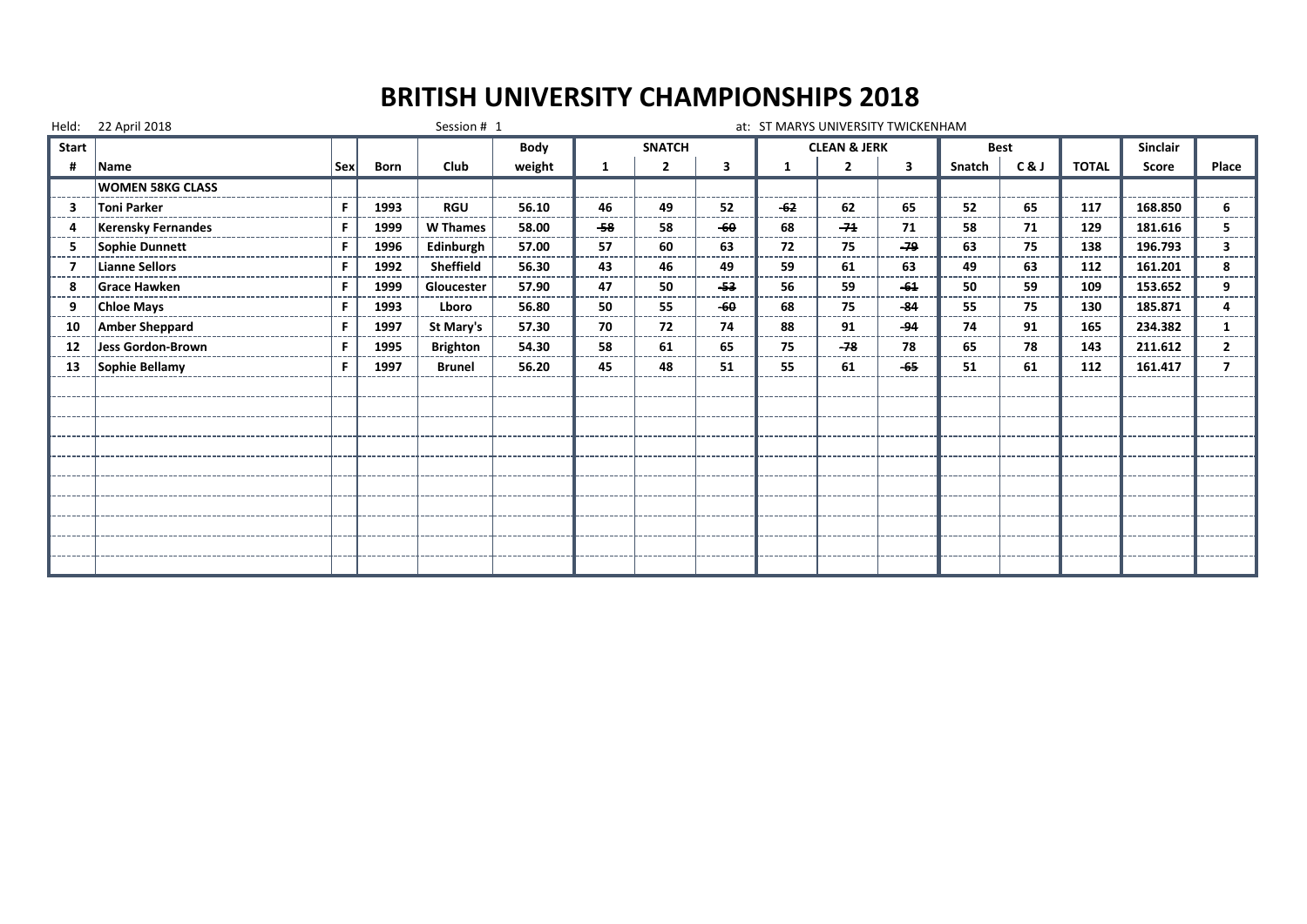# BRITISH UNIVERSITY CHAMPIONSHIPS 2018

Held: 22 April 2018 Session # 1 at: ST MARYS UNIVERSITY TWICKENHAM

| Start | | | | | Body | SNATCH | | | CLEAN & JERK | | | Best | | | Sinclair | |
|---|---|---|---|---|---|---|---|---|---|---|---|---|---|---|---|---|
| # | Name | Sex | Born | Club | weight | 1 | 2 | 3 | 1 | 2 | 3 | Snatch | C & J | TOTAL | Score | Place |
| | **WOMEN 58KG CLASS** | | | | | | | | | | | | | | | |
| 3 | Toni Parker | F | 1993 | RGU | 56.10 | 46 | 49 | 52 | ~~62~~ | 62 | 65 | 52 | 65 | 117 | 168.850 | 6 |
| 4 | Kerensky Fernandes | F | 1999 | W Thames | 58.00 | ~~58~~ | 58 | ~~60~~ | 68 | ~~71~~ | 71 | 58 | 71 | 129 | 181.616 | 5 |
| 5 | Sophie Dunnett | F | 1996 | Edinburgh | 57.00 | 57 | 60 | 63 | 72 | 75 | ~~79~~ | 63 | 75 | 138 | 196.793 | 3 |
| 7 | Lianne Sellors | F | 1992 | Sheffield | 56.30 | 43 | 46 | 49 | 59 | 61 | 63 | 49 | 63 | 112 | 161.201 | 8 |
| 8 | Grace Hawken | F | 1999 | Gloucester | 57.90 | 47 | 50 | ~~53~~ | 56 | 59 | ~~61~~ | 50 | 59 | 109 | 153.652 | 9 |
| 9 | Chloe Mays | F | 1993 | Lboro | 56.80 | 50 | 55 | ~~60~~ | 68 | 75 | ~~84~~ | 55 | 75 | 130 | 185.871 | 4 |
| 10 | Amber Sheppard | F | 1997 | St Mary's | 57.30 | 70 | 72 | 74 | 88 | 91 | ~~94~~ | 74 | 91 | 165 | 234.382 | 1 |
| 12 | Jess Gordon-Brown | F | 1995 | Brighton | 54.30 | 58 | 61 | 65 | 75 | ~~78~~ | 78 | 65 | 78 | 143 | 211.612 | 2 |
| 13 | Sophie Bellamy | F | 1997 | Brunel | 56.20 | 45 | 48 | 51 | 55 | 61 | ~~65~~ | 51 | 61 | 112 | 161.417 | 7 |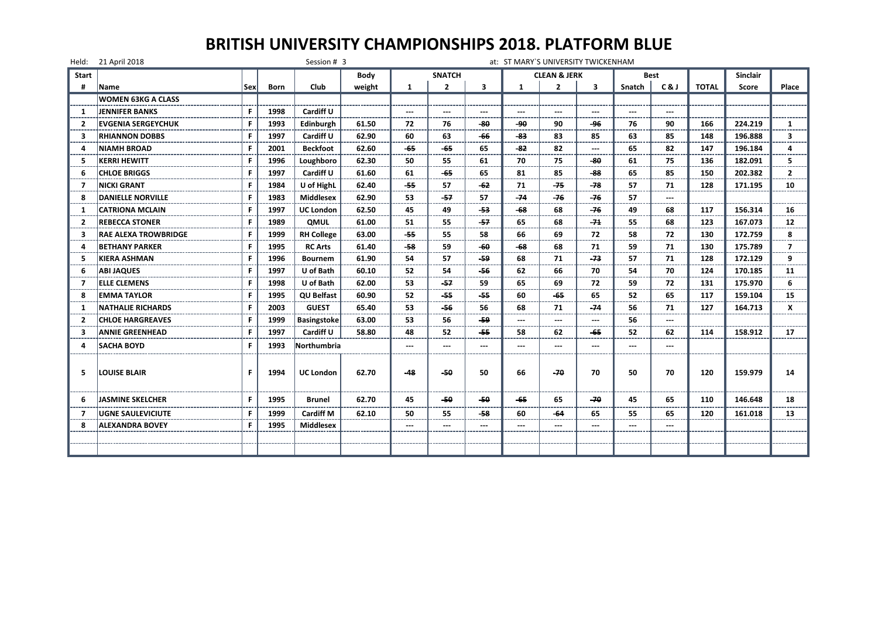# BRITISH UNIVERSITY CHAMPIONSHIPS 2018. PLATFORM BLUE

Held: 21 April 2018 Session # 3 at: ST MARY`S UNIVERSITY TWICKENHAM

| Start # | Name | Sex | Born | Club | Body weight | SNATCH 1 | SNATCH 2 | SNATCH 3 | CLEAN & JERK 1 | CLEAN & JERK 2 | CLEAN & JERK 3 | Best Snatch | Best C & J | TOTAL | Sinclair Score | Place |
|---|---|---|---|---|---|---|---|---|---|---|---|---|---|---|---|---|
| | **WOMEN 63KG A CLASS** | | | | | | | | | | | | | | | |
| 1 | JENNIFER BANKS | F | 1998 | Cardiff U | | --- | --- | --- | --- | --- | --- | --- | --- | | | |
| 2 | EVGENIA SERGEYCHUK | F | 1993 | Edinburgh | 61.50 | 72 | 76 | -80 | -90 | 90 | -96 | 76 | 90 | 166 | 224.219 | 1 |
| 3 | RHIANNON DOBBS | F | 1997 | Cardiff U | 62.90 | 60 | 63 | -66 | -83 | 83 | 85 | 63 | 85 | 148 | 196.888 | 3 |
| 4 | NIAMH BROAD | F | 2001 | Beckfoot | 62.60 | -65 | -65 | 65 | -82 | 82 | --- | 65 | 82 | 147 | 196.184 | 4 |
| 5 | KERRI HEWITT | F | 1996 | Loughboro | 62.30 | 50 | 55 | 61 | 70 | 75 | -80 | 61 | 75 | 136 | 182.091 | 5 |
| 6 | CHLOE BRIGGS | F | 1997 | Cardiff U | 61.60 | 61 | -65 | 65 | 81 | 85 | -88 | 65 | 85 | 150 | 202.382 | 2 |
| 7 | NICKI GRANT | F | 1984 | U of HighL | 62.40 | -55 | 57 | -62 | 71 | -75 | -78 | 57 | 71 | 128 | 171.195 | 10 |
| 8 | DANIELLE NORVILLE | F | 1983 | Middlesex | 62.90 | 53 | -57 | 57 | -74 | -76 | -76 | 57 | --- | | | |
| 1 | CATRIONA MCLAIN | F | 1997 | UC London | 62.50 | 45 | 49 | -53 | -68 | 68 | -76 | 49 | 68 | 117 | 156.314 | 16 |
| 2 | REBECCA STONER | F | 1989 | QMUL | 61.00 | 51 | 55 | -57 | 65 | 68 | -71 | 55 | 68 | 123 | 167.073 | 12 |
| 3 | RAE ALEXA TROWBRIDGE | F | 1999 | RH College | 63.00 | -55 | 55 | 58 | 66 | 69 | 72 | 58 | 72 | 130 | 172.759 | 8 |
| 4 | BETHANY PARKER | F | 1995 | RC Arts | 61.40 | -58 | 59 | -60 | -68 | 68 | 71 | 59 | 71 | 130 | 175.789 | 7 |
| 5 | KIERA ASHMAN | F | 1996 | Bournem | 61.90 | 54 | 57 | -59 | 68 | 71 | -73 | 57 | 71 | 128 | 172.129 | 9 |
| 6 | ABI JAQUES | F | 1997 | U of Bath | 60.10 | 52 | 54 | -56 | 62 | 66 | 70 | 54 | 70 | 124 | 170.185 | 11 |
| 7 | ELLE CLEMENS | F | 1998 | U of Bath | 62.00 | 53 | -57 | 59 | 65 | 69 | 72 | 59 | 72 | 131 | 175.970 | 6 |
| 8 | EMMA TAYLOR | F | 1995 | QU Belfast | 60.90 | 52 | -55 | -55 | 60 | -65 | 65 | 52 | 65 | 117 | 159.104 | 15 |
| 1 | NATHALIE RICHARDS | F | 2003 | GUEST | 65.40 | 53 | -56 | 56 | 68 | 71 | -74 | 56 | 71 | 127 | 164.713 | X |
| 2 | CHLOE HARGREAVES | F | 1999 | Basingstoke | 63.00 | 53 | 56 | -59 | --- | --- | --- | 56 | --- | | | |
| 3 | ANNIE GREENHEAD | F | 1997 | Cardiff U | 58.80 | 48 | 52 | -55 | 58 | 62 | -65 | 52 | 62 | 114 | 158.912 | 17 |
| 4 | SACHA BOYD | F | 1993 | Northumbria | | --- | --- | --- | --- | --- | --- | --- | --- | | | |
| 5 | LOUISE BLAIR | F | 1994 | UC London | 62.70 | -48 | -50 | 50 | 66 | -70 | 70 | 50 | 70 | 120 | 159.979 | 14 |
| 6 | JASMINE SKELCHER | F | 1995 | Brunel | 62.70 | 45 | -50 | -50 | -65 | 65 | -70 | 45 | 65 | 110 | 146.648 | 18 |
| 7 | UGNE SAULEVICIUTE | F | 1999 | Cardiff M | 62.10 | 50 | 55 | -58 | 60 | -64 | 65 | 55 | 65 | 120 | 161.018 | 13 |
| 8 | ALEXANDRA BOVEY | F | 1995 | Middlesex | | --- | --- | --- | --- | --- | --- | --- | --- | | | |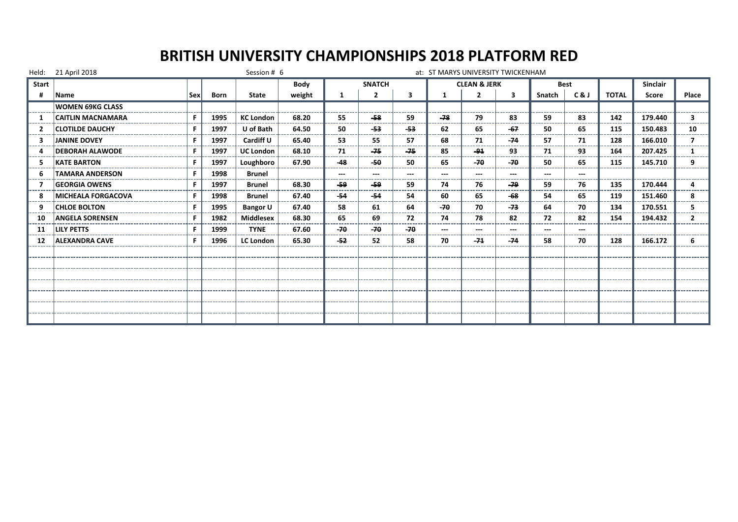# BRITISH UNIVERSITY CHAMPIONSHIPS 2018 PLATFORM RED

Held: 21 April 2018 | Session # 6 | at: ST MARYS UNIVERSITY TWICKENHAM

| Start | | | | | Body | SNATCH | | | CLEAN & JERK | | | Best | | | Sinclair | |
|---|---|---|---|---|---|---|---|---|---|---|---|---|---|---|---|---|
| # | Name | Sex | Born | State | weight | 1 | 2 | 3 | 1 | 2 | 3 | Snatch | C & J | TOTAL | Score | Place |
| | WOMEN 69KG CLASS | | | | | | | | | | | | | | | |
| 1 | CAITLIN MACNAMARA | F | 1995 | KC London | 68.20 | 55 | -58 | 59 | -78 | 79 | 83 | 59 | 83 | 142 | 179.440 | 3 |
| 2 | CLOTILDE DAUCHY | F | 1997 | U of Bath | 64.50 | 50 | -53 | -53 | 62 | 65 | -67 | 50 | 65 | 115 | 150.483 | 10 |
| 3 | JANINE DOVEY | F | 1997 | Cardiff U | 65.40 | 53 | 55 | 57 | 68 | 71 | -74 | 57 | 71 | 128 | 166.010 | 7 |
| 4 | DEBORAH ALAWODE | F | 1997 | UC London | 68.10 | 71 | -75 | -75 | 85 | -91 | 93 | 71 | 93 | 164 | 207.425 | 1 |
| 5 | KATE BARTON | F | 1997 | Loughboro | 67.90 | -48 | -50 | 50 | 65 | -70 | -70 | 50 | 65 | 115 | 145.710 | 9 |
| 6 | TAMARA ANDERSON | F | 1998 | Brunel | | --- | --- | --- | --- | --- | --- | --- | --- | | | |
| 7 | GEORGIA OWENS | F | 1997 | Brunel | 68.30 | -59 | -59 | 59 | 74 | 76 | -79 | 59 | 76 | 135 | 170.444 | 4 |
| 8 | MICHEALA FORGACOVA | F | 1998 | Brunel | 67.40 | -54 | -54 | 54 | 60 | 65 | -68 | 54 | 65 | 119 | 151.460 | 8 |
| 9 | CHLOE BOLTON | F | 1995 | Bangor U | 67.40 | 58 | 61 | 64 | -70 | 70 | -73 | 64 | 70 | 134 | 170.551 | 5 |
| 10 | ANGELA SORENSEN | F | 1982 | Middlesex | 68.30 | 65 | 69 | 72 | 74 | 78 | 82 | 72 | 82 | 154 | 194.432 | 2 |
| 11 | LILY PETTS | F | 1999 | TYNE | 67.60 | -70 | -70 | -70 | --- | --- | --- | --- | --- | | | |
| 12 | ALEXANDRA CAVE | F | 1996 | LC London | 65.30 | -52 | 52 | 58 | 70 | -71 | -74 | 58 | 70 | 128 | 166.172 | 6 |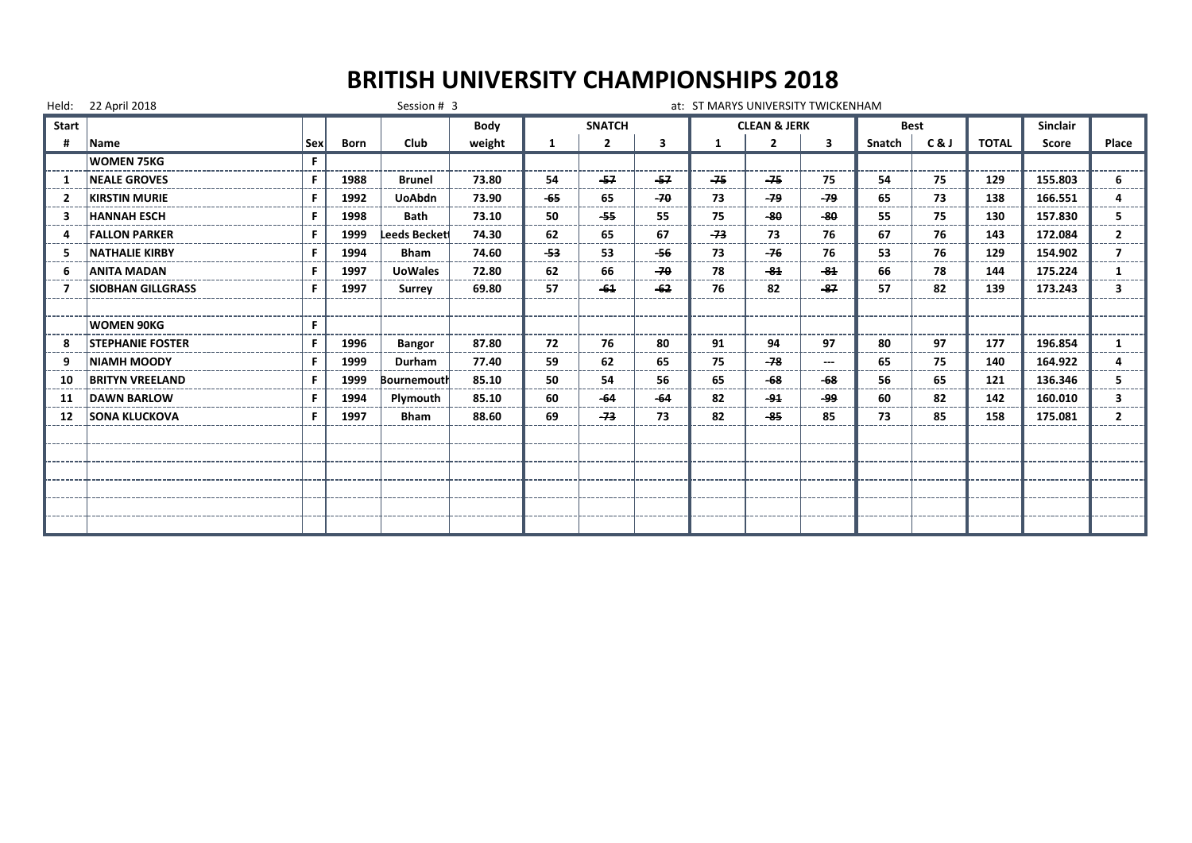# BRITISH UNIVERSITY CHAMPIONSHIPS 2018

Held: 22 April 2018 | Session # 3 | at: ST MARYS UNIVERSITY TWICKENHAM

| Start # | Name | Sex | Born | Club | Body weight | SNATCH 1 | SNATCH 2 | SNATCH 3 | CLEAN & JERK 1 | CLEAN & JERK 2 | CLEAN & JERK 3 | Best Snatch | Best C & J | TOTAL | Sinclair Score | Place |
|---|---|---|---|---|---|---|---|---|---|---|---|---|---|---|---|---|
| | **WOMEN 75KG** | F | | | | | | | | | | | | | | |
| 1 | NEALE GROVES | F | 1988 | Brunel | 73.80 | 54 | ~~57~~ | ~~57~~ | ~~75~~ | ~~75~~ | 75 | 54 | 75 | 129 | 155.803 | 6 |
| 2 | KIRSTIN MURIE | F | 1992 | UoAbdn | 73.90 | ~~65~~ | 65 | ~~70~~ | 73 | ~~79~~ | ~~79~~ | 65 | 73 | 138 | 166.551 | 4 |
| 3 | HANNAH ESCH | F | 1998 | Bath | 73.10 | 50 | ~~55~~ | 55 | 75 | ~~80~~ | ~~80~~ | 55 | 75 | 130 | 157.830 | 5 |
| 4 | FALLON PARKER | F | 1999 | Leeds Beckett | 74.30 | 62 | 65 | 67 | ~~73~~ | 73 | 76 | 67 | 76 | 143 | 172.084 | 2 |
| 5 | NATHALIE KIRBY | F | 1994 | Bham | 74.60 | ~~53~~ | 53 | ~~56~~ | 73 | ~~76~~ | 76 | 53 | 76 | 129 | 154.902 | 7 |
| 6 | ANITA MADAN | F | 1997 | UoWales | 72.80 | 62 | 66 | ~~70~~ | 78 | ~~81~~ | ~~81~~ | 66 | 78 | 144 | 175.224 | 1 |
| 7 | SIOBHAN GILLGRASS | F | 1997 | Surrey | 69.80 | 57 | ~~61~~ | ~~62~~ | 76 | 82 | ~~87~~ | 57 | 82 | 139 | 173.243 | 3 |
| | | | | | | | | | | | | | | | | |
| | **WOMEN 90KG** | F | | | | | | | | | | | | | | |
| 8 | STEPHANIE FOSTER | F | 1996 | Bangor | 87.80 | 72 | 76 | 80 | 91 | 94 | 97 | 80 | 97 | 177 | 196.854 | 1 |
| 9 | NIAMH MOODY | F | 1999 | Durham | 77.40 | 59 | 62 | 65 | 75 | ~~78~~ | --- | 65 | 75 | 140 | 164.922 | 4 |
| 10 | BRITYN VREELAND | F | 1999 | Bournemouth | 85.10 | 50 | 54 | 56 | 65 | ~~68~~ | ~~68~~ | 56 | 65 | 121 | 136.346 | 5 |
| 11 | DAWN BARLOW | F | 1994 | Plymouth | 85.10 | 60 | ~~64~~ | ~~64~~ | 82 | ~~91~~ | ~~99~~ | 60 | 82 | 142 | 160.010 | 3 |
| 12 | SONA KLUCKOVA | F | 1997 | Bham | 88.60 | 69 | ~~73~~ | 73 | 82 | ~~85~~ | 85 | 73 | 85 | 158 | 175.081 | 2 |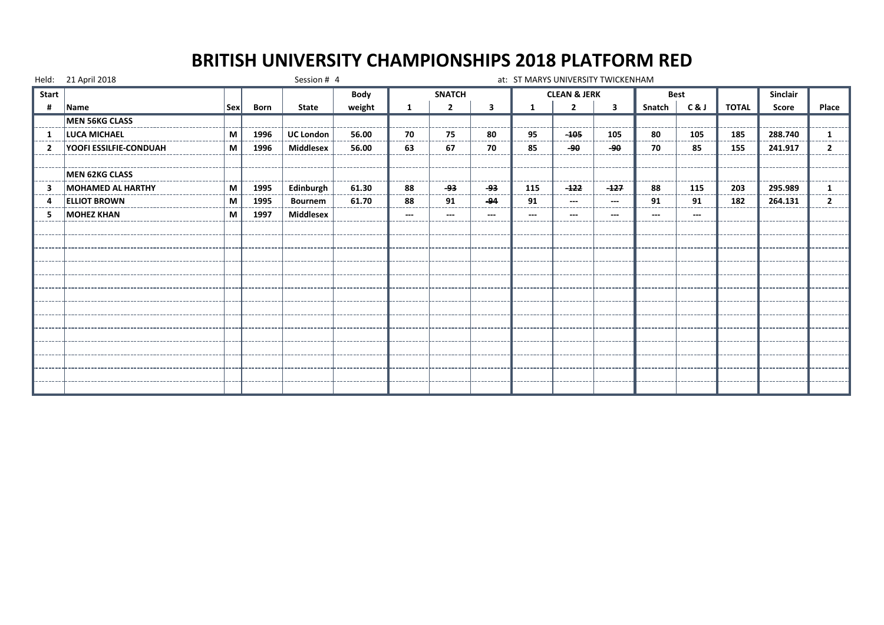# BRITISH UNIVERSITY CHAMPIONSHIPS 2018 PLATFORM RED

Held: 21 April 2018 Session # 4 at: ST MARYS UNIVERSITY TWICKENHAM

| Start | | | | | Body | SNATCH | | | CLEAN & JERK | | | Best | | | Sinclair | |
|---|---|---|---|---|---|---|---|---|---|---|---|---|---|---|---|---|
| # | Name | Sex | Born | State | weight | 1 | 2 | 3 | 1 | 2 | 3 | Snatch | C & J | TOTAL | Score | Place |
| | **MEN 56KG CLASS** | | | | | | | | | | | | | | | |
| 1 | LUCA MICHAEL | M | 1996 | UC London | 56.00 | 70 | 75 | 80 | 95 | ~~-105~~ | 105 | 80 | 105 | 185 | 288.740 | 1 |
| 2 | YOOFI ESSILFIE-CONDUAH | M | 1996 | Middlesex | 56.00 | 63 | 67 | 70 | 85 | ~~-90~~ | ~~-90~~ | 70 | 85 | 155 | 241.917 | 2 |
| | | | | | | | | | | | | | | | | |
| | **MEN 62KG CLASS** | | | | | | | | | | | | | | | |
| 3 | MOHAMED AL HARTHY | M | 1995 | Edinburgh | 61.30 | 88 | ~~-93~~ | ~~-93~~ | 115 | ~~-122~~ | ~~-127~~ | 88 | 115 | 203 | 295.989 | 1 |
| 4 | ELLIOT BROWN | M | 1995 | Bournem | 61.70 | 88 | 91 | ~~-94~~ | 91 | --- | --- | 91 | 91 | 182 | 264.131 | 2 |
| 5 | MOHEZ KHAN | M | 1997 | Middlesex | | --- | --- | --- | --- | --- | --- | --- | --- | | | |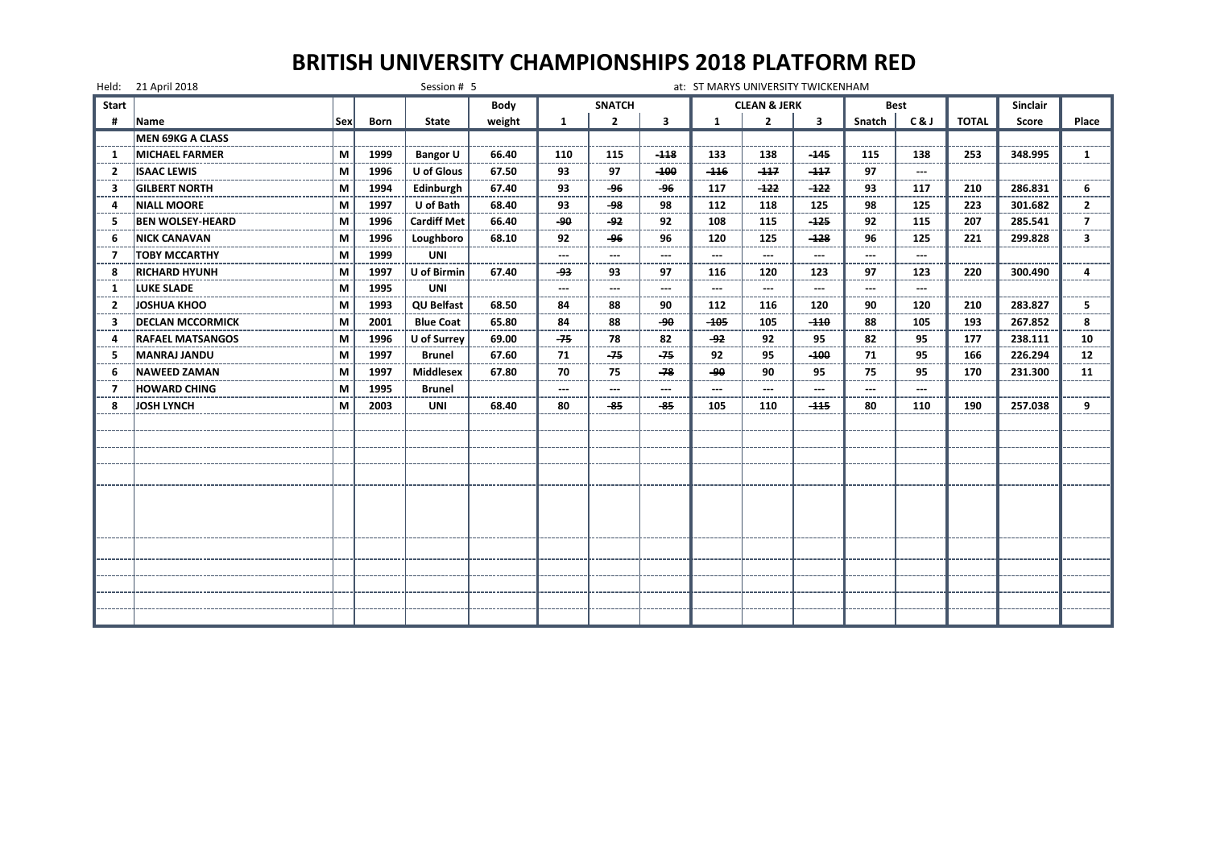# BRITISH UNIVERSITY CHAMPIONSHIPS 2018 PLATFORM RED

Held: 21 April 2018 Session # 5 at: ST MARYS UNIVERSITY TWICKENHAM

| Start | | | | | Body | SNATCH | | | CLEAN & JERK | | | Best | | | Sinclair | |
|---|---|---|---|---|---|---|---|---|---|---|---|---|---|---|---|---|
| # | Name | Sex | Born | State | weight | 1 | 2 | 3 | 1 | 2 | 3 | Snatch | C & J | TOTAL | Score | Place |
| | MEN 69KG A CLASS | | | | | | | | | | | | | | | |
| 1 | MICHAEL FARMER | M | 1999 | Bangor U | 66.40 | 110 | 115 | -118 | 133 | 138 | -145 | 115 | 138 | 253 | 348.995 | 1 |
| 2 | ISAAC LEWIS | M | 1996 | U of Glous | 67.50 | 93 | 97 | -100 | -116 | -117 | -117 | 97 | --- | | | |
| 3 | GILBERT NORTH | M | 1994 | Edinburgh | 67.40 | 93 | -96 | -96 | 117 | -122 | -122 | 93 | 117 | 210 | 286.831 | 6 |
| 4 | NIALL MOORE | M | 1997 | U of Bath | 68.40 | 93 | -98 | 98 | 112 | 118 | 125 | 98 | 125 | 223 | 301.682 | 2 |
| 5 | BEN WOLSEY-HEARD | M | 1996 | Cardiff Met | 66.40 | -90 | -92 | 92 | 108 | 115 | -125 | 92 | 115 | 207 | 285.541 | 7 |
| 6 | NICK CANAVAN | M | 1996 | Loughboro | 68.10 | 92 | -96 | 96 | 120 | 125 | -128 | 96 | 125 | 221 | 299.828 | 3 |
| 7 | TOBY MCCARTHY | M | 1999 | UNI | | --- | --- | --- | --- | --- | --- | --- | --- | | | |
| 8 | RICHARD HYUNH | M | 1997 | U of Birmin | 67.40 | -93 | 93 | 97 | 116 | 120 | 123 | 97 | 123 | 220 | 300.490 | 4 |
| 1 | LUKE SLADE | M | 1995 | UNI | | --- | --- | --- | --- | --- | --- | --- | --- | | | |
| 2 | JOSHUA KHOO | M | 1993 | QU Belfast | 68.50 | 84 | 88 | 90 | 112 | 116 | 120 | 90 | 120 | 210 | 283.827 | 5 |
| 3 | DECLAN MCCORMICK | M | 2001 | Blue Coat | 65.80 | 84 | 88 | -90 | -105 | 105 | -110 | 88 | 105 | 193 | 267.852 | 8 |
| 4 | RAFAEL MATSANGOS | M | 1996 | U of Surrey | 69.00 | -75 | 78 | 82 | -92 | 92 | 95 | 82 | 95 | 177 | 238.111 | 10 |
| 5 | MANRAJ JANDU | M | 1997 | Brunel | 67.60 | 71 | -75 | -75 | 92 | 95 | -100 | 71 | 95 | 166 | 226.294 | 12 |
| 6 | NAWEED ZAMAN | M | 1997 | Middlesex | 67.80 | 70 | 75 | -78 | -90 | 90 | 95 | 75 | 95 | 170 | 231.300 | 11 |
| 7 | HOWARD CHING | M | 1995 | Brunel | | --- | --- | --- | --- | --- | --- | --- | --- | | | |
| 8 | JOSH LYNCH | M | 2003 | UNI | 68.40 | 80 | -85 | -85 | 105 | 110 | -115 | 80 | 110 | 190 | 257.038 | 9 |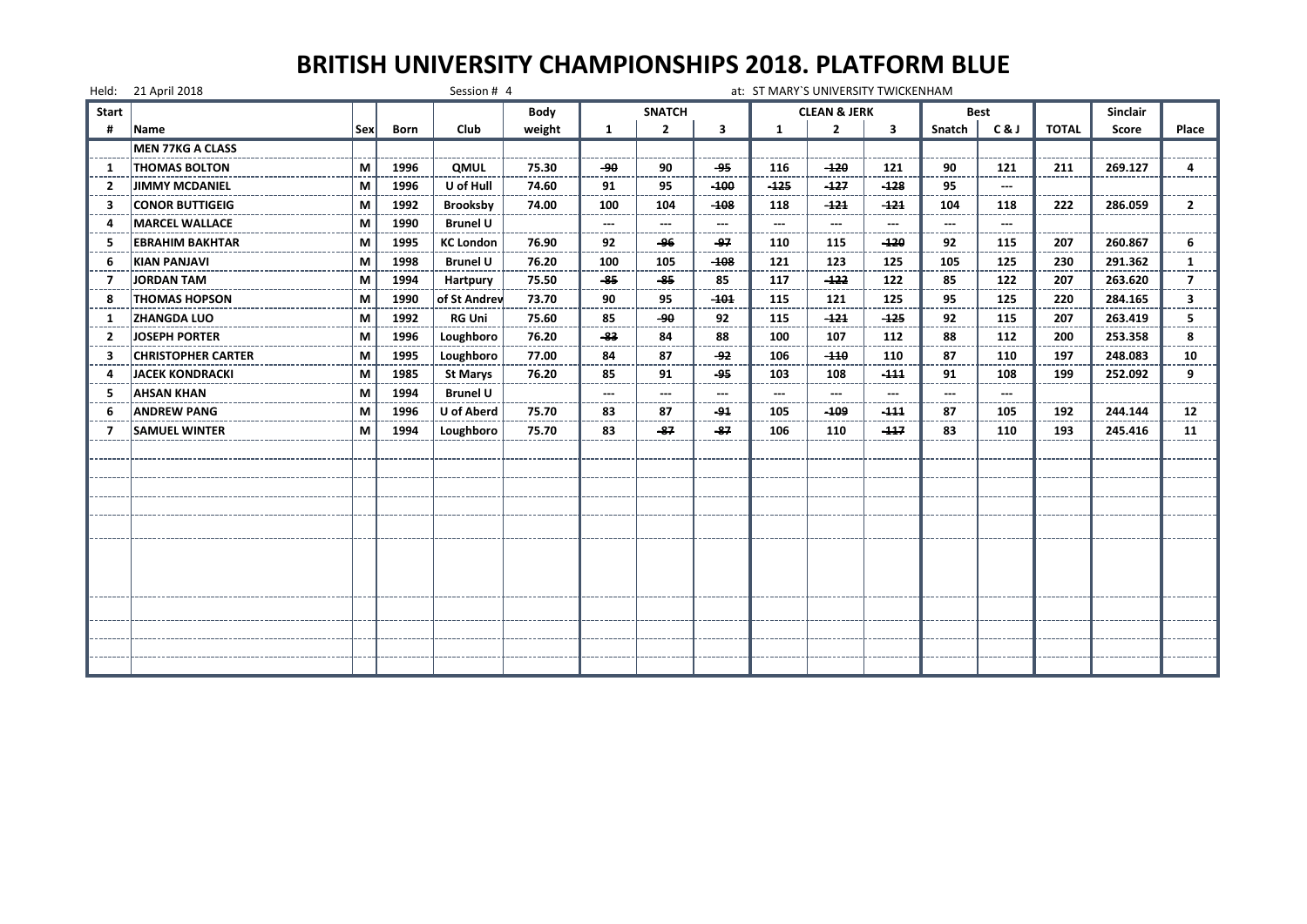# BRITISH UNIVERSITY CHAMPIONSHIPS 2018. PLATFORM BLUE

Held: 21 April 2018 Session # 4 at: ST MARY`S UNIVERSITY TWICKENHAM

| Start # | Name | Sex | Born | Club | Body weight | SNATCH 1 | SNATCH 2 | SNATCH 3 | CLEAN & JERK 1 | CLEAN & JERK 2 | CLEAN & JERK 3 | Best Snatch | Best C & J | TOTAL | Sinclair Score | Place |
|---|---|---|---|---|---|---|---|---|---|---|---|---|---|---|---|---|
| | **MEN 77KG A CLASS** | | | | | | | | | | | | | | | |
| 1 | THOMAS BOLTON | M | 1996 | QMUL | 75.30 | ~~90~~ | 90 | ~~95~~ | 116 | ~~120~~ | 121 | 90 | 121 | 211 | 269.127 | 4 |
| 2 | JIMMY MCDANIEL | M | 1996 | U of Hull | 74.60 | 91 | 95 | ~~100~~ | ~~125~~ | ~~127~~ | ~~128~~ | 95 | --- | | | |
| 3 | CONOR BUTTIGEIG | M | 1992 | Brooksby | 74.00 | 100 | 104 | ~~108~~ | 118 | ~~121~~ | ~~121~~ | 104 | 118 | 222 | 286.059 | 2 |
| 4 | MARCEL WALLACE | M | 1990 | Brunel U | | --- | --- | --- | --- | --- | --- | --- | --- | | | |
| 5 | EBRAHIM BAKHTAR | M | 1995 | KC London | 76.90 | 92 | ~~96~~ | ~~97~~ | 110 | 115 | ~~120~~ | 92 | 115 | 207 | 260.867 | 6 |
| 6 | KIAN PANJAVI | M | 1998 | Brunel U | 76.20 | 100 | 105 | ~~108~~ | 121 | 123 | 125 | 105 | 125 | 230 | 291.362 | 1 |
| 7 | JORDAN TAM | M | 1994 | Hartpury | 75.50 | ~~85~~ | ~~85~~ | 85 | 117 | ~~122~~ | 122 | 85 | 122 | 207 | 263.620 | 7 |
| 8 | THOMAS HOPSON | M | 1990 | of St Andrew | 73.70 | 90 | 95 | ~~101~~ | 115 | 121 | 125 | 95 | 125 | 220 | 284.165 | 3 |
| 1 | ZHANGDA LUO | M | 1992 | RG Uni | 75.60 | 85 | ~~90~~ | 92 | 115 | ~~121~~ | ~~125~~ | 92 | 115 | 207 | 263.419 | 5 |
| 2 | JOSEPH PORTER | M | 1996 | Loughboro | 76.20 | ~~83~~ | 84 | 88 | 100 | 107 | 112 | 88 | 112 | 200 | 253.358 | 8 |
| 3 | CHRISTOPHER CARTER | M | 1995 | Loughboro | 77.00 | 84 | 87 | ~~92~~ | 106 | ~~110~~ | 110 | 87 | 110 | 197 | 248.083 | 10 |
| 4 | JACEK KONDRACKI | M | 1985 | St Marys | 76.20 | 85 | 91 | ~~95~~ | 103 | 108 | ~~111~~ | 91 | 108 | 199 | 252.092 | 9 |
| 5 | AHSAN KHAN | M | 1994 | Brunel U | | --- | --- | --- | --- | --- | --- | --- | --- | | | |
| 6 | ANDREW PANG | M | 1996 | U of Aberd | 75.70 | 83 | 87 | ~~91~~ | 105 | ~~109~~ | ~~111~~ | 87 | 105 | 192 | 244.144 | 12 |
| 7 | SAMUEL WINTER | M | 1994 | Loughboro | 75.70 | 83 | ~~87~~ | ~~87~~ | 106 | 110 | ~~117~~ | 83 | 110 | 193 | 245.416 | 11 |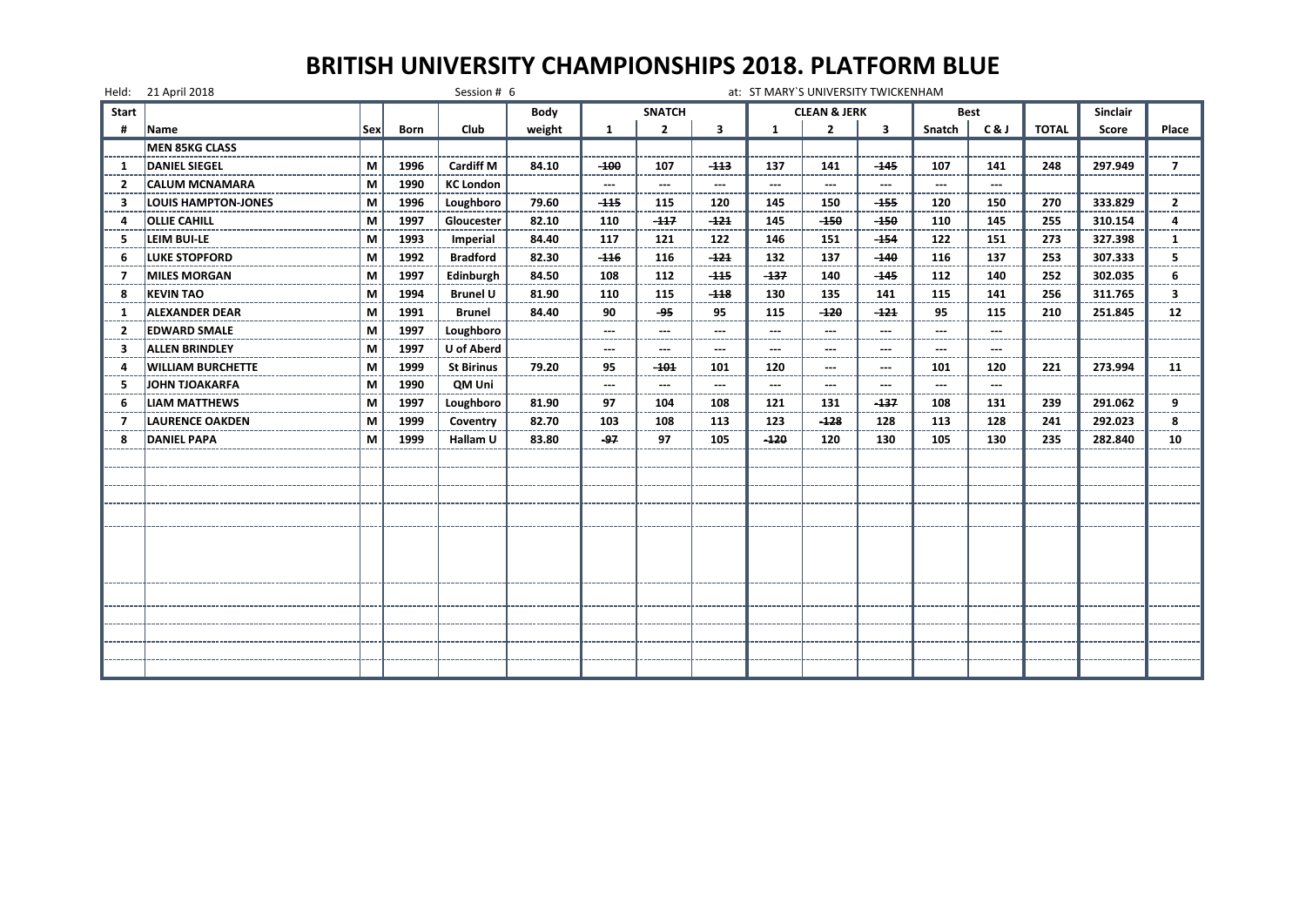# BRITISH UNIVERSITY CHAMPIONSHIPS 2018. PLATFORM BLUE

Held: 21 April 2018 Session # 6 at: ST MARY`S UNIVERSITY TWICKENHAM

| Start | | | | | Body | SNATCH | | | CLEAN & JERK | | | Best | | | Sinclair | |
|---|---|---|---|---|---|---|---|---|---|---|---|---|---|---|---|---|
| # | Name | Sex | Born | Club | weight | 1 | 2 | 3 | 1 | 2 | 3 | Snatch | C & J | TOTAL | Score | Place |
| | **MEN 85KG CLASS** | | | | | | | | | | | | | | | |
| 1 | DANIEL SIEGEL | M | 1996 | Cardiff M | 84.10 | ~~100~~ | 107 | ~~113~~ | 137 | 141 | ~~145~~ | 107 | 141 | 248 | 297.949 | 7 |
| 2 | CALUM MCNAMARA | M | 1990 | KC London | | --- | --- | --- | --- | --- | --- | --- | --- | | | |
| 3 | LOUIS HAMPTON-JONES | M | 1996 | Loughboro | 79.60 | ~~115~~ | 115 | 120 | 145 | 150 | ~~155~~ | 120 | 150 | 270 | 333.829 | 2 |
| 4 | OLLIE CAHILL | M | 1997 | Gloucester | 82.10 | 110 | ~~117~~ | ~~121~~ | 145 | ~~150~~ | ~~150~~ | 110 | 145 | 255 | 310.154 | 4 |
| 5 | LEIM BUI-LE | M | 1993 | Imperial | 84.40 | 117 | 121 | 122 | 146 | 151 | ~~154~~ | 122 | 151 | 273 | 327.398 | 1 |
| 6 | LUKE STOPFORD | M | 1992 | Bradford | 82.30 | ~~116~~ | 116 | ~~121~~ | 132 | 137 | ~~140~~ | 116 | 137 | 253 | 307.333 | 5 |
| 7 | MILES MORGAN | M | 1997 | Edinburgh | 84.50 | 108 | 112 | ~~115~~ | ~~137~~ | 140 | ~~145~~ | 112 | 140 | 252 | 302.035 | 6 |
| 8 | KEVIN TAO | M | 1994 | Brunel U | 81.90 | 110 | 115 | ~~118~~ | 130 | 135 | 141 | 115 | 141 | 256 | 311.765 | 3 |
| 1 | ALEXANDER DEAR | M | 1991 | Brunel | 84.40 | 90 | ~~95~~ | 95 | 115 | ~~120~~ | ~~121~~ | 95 | 115 | 210 | 251.845 | 12 |
| 2 | EDWARD SMALE | M | 1997 | Loughboro | | --- | --- | --- | --- | --- | --- | --- | --- | | | |
| 3 | ALLEN BRINDLEY | M | 1997 | U of Aberd | | --- | --- | --- | --- | --- | --- | --- | --- | | | |
| 4 | WILLIAM BURCHETTE | M | 1999 | St Birinus | 79.20 | 95 | ~~101~~ | 101 | 120 | --- | --- | 101 | 120 | 221 | 273.994 | 11 |
| 5 | JOHN TJOAKARFA | M | 1990 | QM Uni | | --- | --- | --- | --- | --- | --- | --- | --- | | | |
| 6 | LIAM MATTHEWS | M | 1997 | Loughboro | 81.90 | 97 | 104 | 108 | 121 | 131 | ~~137~~ | 108 | 131 | 239 | 291.062 | 9 |
| 7 | LAURENCE OAKDEN | M | 1999 | Coventry | 82.70 | 103 | 108 | 113 | 123 | ~~128~~ | 128 | 113 | 128 | 241 | 292.023 | 8 |
| 8 | DANIEL PAPA | M | 1999 | Hallam U | 83.80 | ~~97~~ | 97 | 105 | ~~120~~ | 120 | 130 | 105 | 130 | 235 | 282.840 | 10 |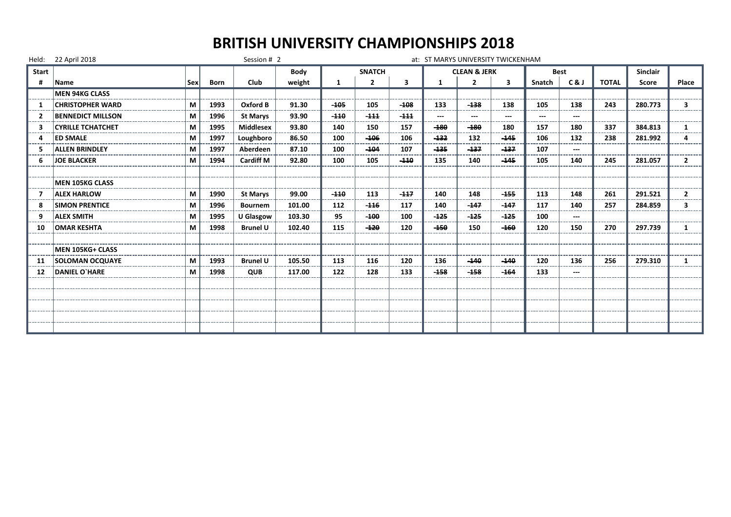# BRITISH UNIVERSITY CHAMPIONSHIPS 2018

Held: 22 April 2018 Session # 2 at: ST MARYS UNIVERSITY TWICKENHAM

| Start | | | | | Body | SNATCH | | | CLEAN & JERK | | | Best | | | Sinclair | |
|---|---|---|---|---|---|---|---|---|---|---|---|---|---|---|---|---|
| # | Name | Sex | Born | Club | weight | 1 | 2 | 3 | 1 | 2 | 3 | Snatch | C & J | TOTAL | Score | Place |
| | **MEN 94KG CLASS** | | | | | | | | | | | | | | | |
| 1 | CHRISTOPHER WARD | M | 1993 | Oxford B | 91.30 | ~~105~~ | 105 | ~~108~~ | 133 | ~~138~~ | 138 | 105 | 138 | 243 | 280.773 | 3 |
| 2 | BENNEDICT MILLSON | M | 1996 | St Marys | 93.90 | ~~110~~ | ~~111~~ | ~~111~~ | --- | --- | --- | --- | --- | | | |
| 3 | CYRILLE TCHATCHET | M | 1995 | Middlesex | 93.80 | 140 | 150 | 157 | ~~180~~ | ~~180~~ | 180 | 157 | 180 | 337 | 384.813 | 1 |
| 4 | ED SMALE | M | 1997 | Loughboro | 86.50 | 100 | ~~106~~ | 106 | ~~132~~ | 132 | ~~145~~ | 106 | 132 | 238 | 281.992 | 4 |
| 5 | ALLEN BRINDLEY | M | 1997 | Aberdeen | 87.10 | 100 | ~~104~~ | 107 | ~~135~~ | ~~137~~ | ~~137~~ | 107 | --- | | | |
| 6 | JOE BLACKER | M | 1994 | Cardiff M | 92.80 | 100 | 105 | ~~110~~ | 135 | 140 | ~~145~~ | 105 | 140 | 245 | 281.057 | 2 |
| | | | | | | | | | | | | | | | | |
| | **MEN 105KG CLASS** | | | | | | | | | | | | | | | |
| 7 | ALEX HARLOW | M | 1990 | St Marys | 99.00 | ~~110~~ | 113 | ~~117~~ | 140 | 148 | ~~155~~ | 113 | 148 | 261 | 291.521 | 2 |
| 8 | SIMON PRENTICE | M | 1996 | Bournem | 101.00 | 112 | ~~116~~ | 117 | 140 | ~~147~~ | ~~147~~ | 117 | 140 | 257 | 284.859 | 3 |
| 9 | ALEX SMITH | M | 1995 | U Glasgow | 103.30 | 95 | ~~100~~ | 100 | ~~125~~ | ~~125~~ | ~~125~~ | 100 | --- | | | |
| 10 | OMAR KESHTA | M | 1998 | Brunel U | 102.40 | 115 | ~~120~~ | 120 | ~~150~~ | 150 | ~~160~~ | 120 | 150 | 270 | 297.739 | 1 |
| | | | | | | | | | | | | | | | | |
| | **MEN 105KG+ CLASS** | | | | | | | | | | | | | | | |
| 11 | SOLOMAN OCQUAYE | M | 1993 | Brunel U | 105.50 | 113 | 116 | 120 | 136 | ~~140~~ | ~~140~~ | 120 | 136 | 256 | 279.310 | 1 |
| 12 | DANIEL O`HARE | M | 1998 | QUB | 117.00 | 122 | 128 | 133 | ~~158~~ | ~~158~~ | ~~164~~ | 133 | --- | | | |